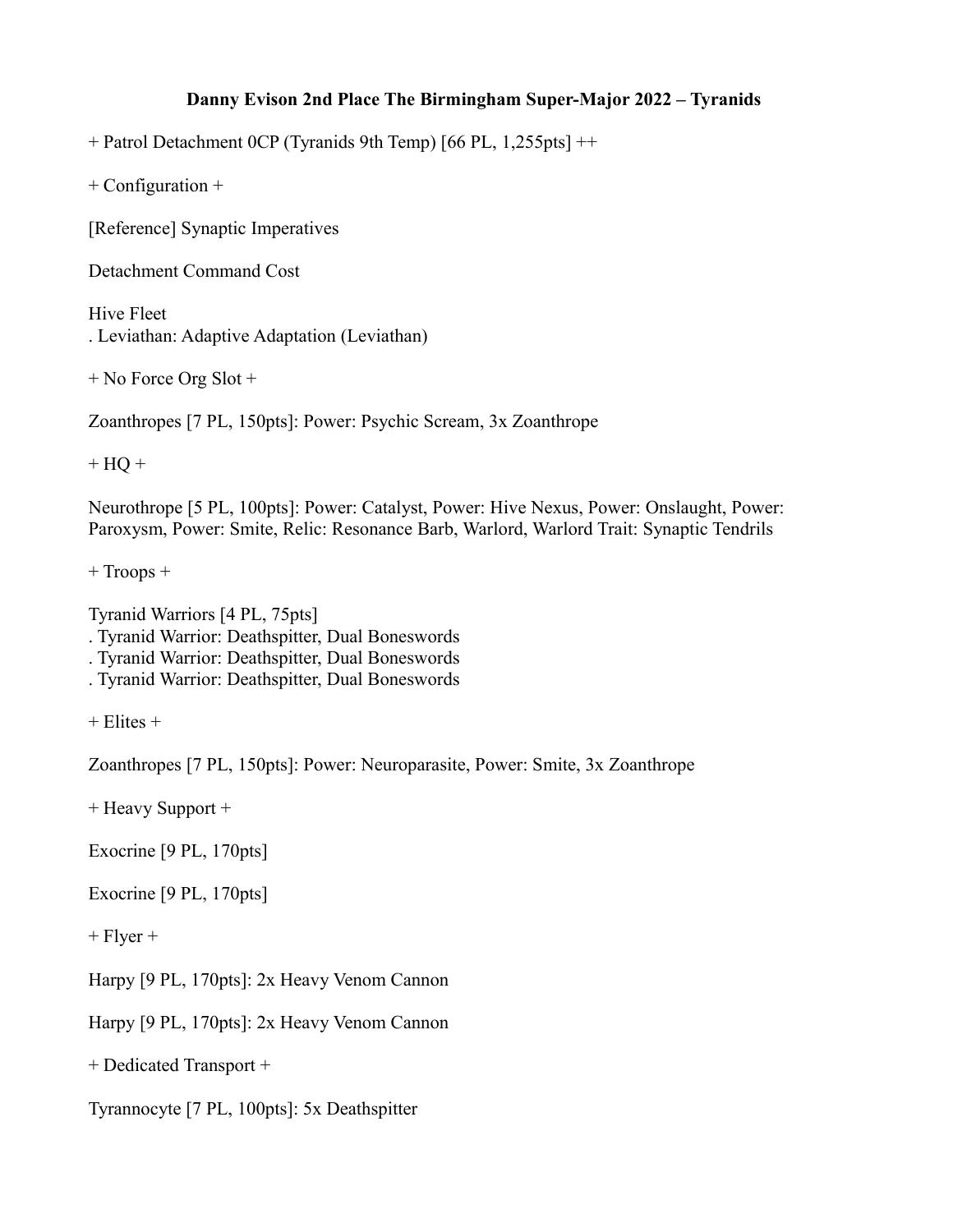**Danny Evison 2nd Place The Birmingham Super-Major 2022 – Tyranids**

+ Patrol Detachment 0CP (Tyranids 9th Temp) [66 PL, 1,255pts] ++

+ Configuration +

[Reference] Synaptic Imperatives

Detachment Command Cost

Hive Fleet
. Leviathan: Adaptive Adaptation (Leviathan)

+ No Force Org Slot +

Zoanthropes [7 PL, 150pts]: Power: Psychic Scream, 3x Zoanthrope

+ HQ +

Neurothrope [5 PL, 100pts]: Power: Catalyst, Power: Hive Nexus, Power: Onslaught, Power: Paroxysm, Power: Smite, Relic: Resonance Barb, Warlord, Warlord Trait: Synaptic Tendrils

+ Troops +

Tyranid Warriors [4 PL, 75pts]
. Tyranid Warrior: Deathspitter, Dual Boneswords
. Tyranid Warrior: Deathspitter, Dual Boneswords
. Tyranid Warrior: Deathspitter, Dual Boneswords

+ Elites +

Zoanthropes [7 PL, 150pts]: Power: Neuroparasite, Power: Smite, 3x Zoanthrope

+ Heavy Support +

Exocrine [9 PL, 170pts]

Exocrine [9 PL, 170pts]

+ Flyer +

Harpy [9 PL, 170pts]: 2x Heavy Venom Cannon

Harpy [9 PL, 170pts]: 2x Heavy Venom Cannon

+ Dedicated Transport +

Tyrannocyte [7 PL, 100pts]: 5x Deathspitter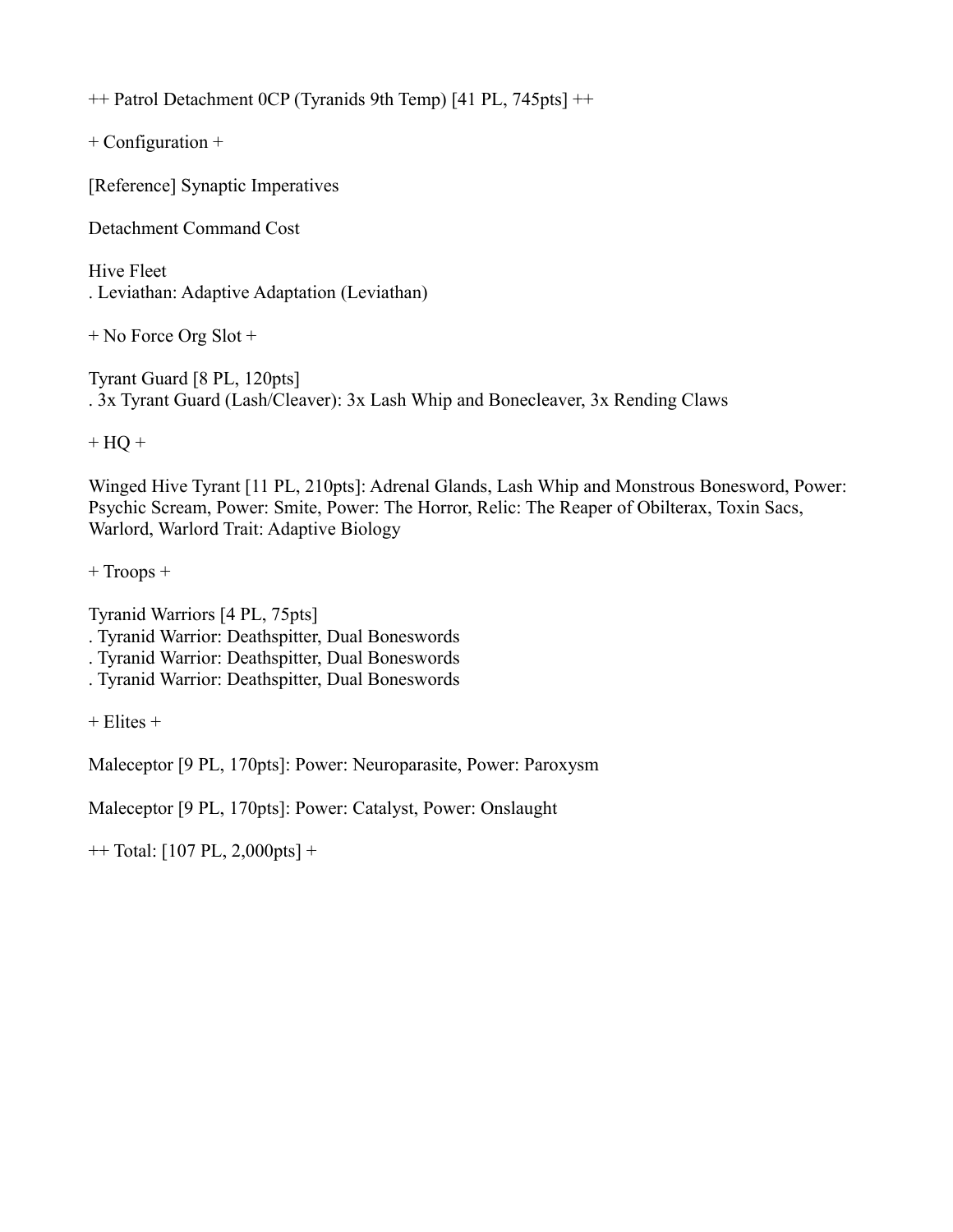++ Patrol Detachment 0CP (Tyranids 9th Temp) [41 PL, 745pts] ++

+ Configuration +

[Reference] Synaptic Imperatives

Detachment Command Cost

Hive Fleet
. Leviathan: Adaptive Adaptation (Leviathan)

+ No Force Org Slot +

Tyrant Guard [8 PL, 120pts]
. 3x Tyrant Guard (Lash/Cleaver): 3x Lash Whip and Bonecleaver, 3x Rending Claws

+ HQ +

Winged Hive Tyrant [11 PL, 210pts]: Adrenal Glands, Lash Whip and Monstrous Bonesword, Power: Psychic Scream, Power: Smite, Power: The Horror, Relic: The Reaper of Obilterax, Toxin Sacs, Warlord, Warlord Trait: Adaptive Biology

+ Troops +

Tyranid Warriors [4 PL, 75pts]
. Tyranid Warrior: Deathspitter, Dual Boneswords
. Tyranid Warrior: Deathspitter, Dual Boneswords
. Tyranid Warrior: Deathspitter, Dual Boneswords

+ Elites +

Maleceptor [9 PL, 170pts]: Power: Neuroparasite, Power: Paroxysm

Maleceptor [9 PL, 170pts]: Power: Catalyst, Power: Onslaught

++ Total: [107 PL, 2,000pts] +